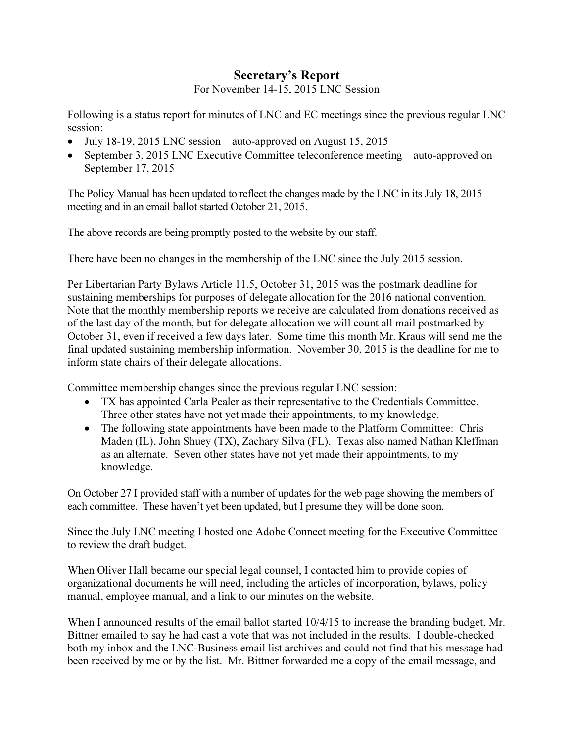# Secretary's Report

For November 14-15, 2015 LNC Session

Following is a status report for minutes of LNC and EC meetings since the previous regular LNC session:

- July 18-19, 2015 LNC session – auto-approved on August 15, 2015
- September 3, 2015 LNC Executive Committee teleconference meeting – auto-approved on September 17, 2015

The Policy Manual has been updated to reflect the changes made by the LNC in its July 18, 2015 meeting and in an email ballot started October 21, 2015.

The above records are being promptly posted to the website by our staff.

There have been no changes in the membership of the LNC since the July 2015 session.

Per Libertarian Party Bylaws Article 11.5, October 31, 2015 was the postmark deadline for sustaining memberships for purposes of delegate allocation for the 2016 national convention. Note that the monthly membership reports we receive are calculated from donations received as of the last day of the month, but for delegate allocation we will count all mail postmarked by October 31, even if received a few days later. Some time this month Mr. Kraus will send me the final updated sustaining membership information. November 30, 2015 is the deadline for me to inform state chairs of their delegate allocations.

Committee membership changes since the previous regular LNC session:

- TX has appointed Carla Pealer as their representative to the Credentials Committee. Three other states have not yet made their appointments, to my knowledge.
- The following state appointments have been made to the Platform Committee: Chris Maden (IL), John Shuey (TX), Zachary Silva (FL). Texas also named Nathan Kleffman as an alternate. Seven other states have not yet made their appointments, to my knowledge.

On October 27 I provided staff with a number of updates for the web page showing the members of each committee. These haven't yet been updated, but I presume they will be done soon.

Since the July LNC meeting I hosted one Adobe Connect meeting for the Executive Committee to review the draft budget.

When Oliver Hall became our special legal counsel, I contacted him to provide copies of organizational documents he will need, including the articles of incorporation, bylaws, policy manual, employee manual, and a link to our minutes on the website.

When I announced results of the email ballot started 10/4/15 to increase the branding budget, Mr. Bittner emailed to say he had cast a vote that was not included in the results. I double-checked both my inbox and the LNC-Business email list archives and could not find that his message had been received by me or by the list. Mr. Bittner forwarded me a copy of the email message, and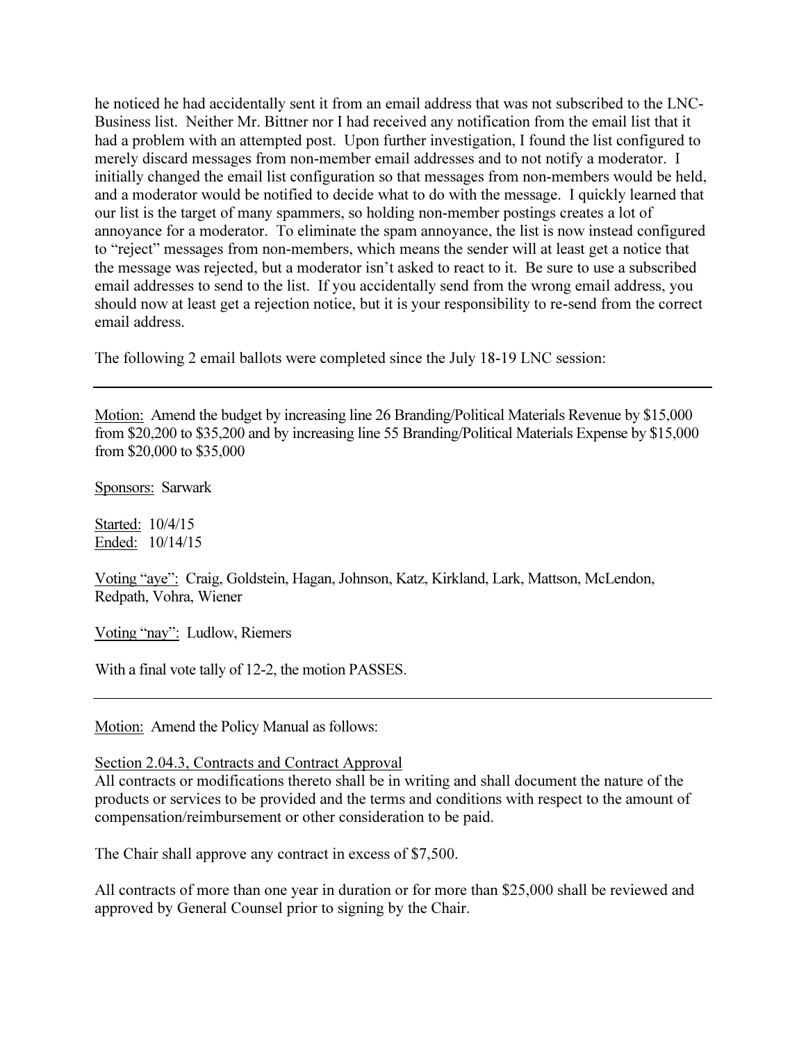he noticed he had accidentally sent it from an email address that was not subscribed to the LNC-Business list. Neither Mr. Bittner nor I had received any notification from the email list that it had a problem with an attempted post. Upon further investigation, I found the list configured to merely discard messages from non-member email addresses and to not notify a moderator. I initially changed the email list configuration so that messages from non-members would be held, and a moderator would be notified to decide what to do with the message. I quickly learned that our list is the target of many spammers, so holding non-member postings creates a lot of annoyance for a moderator. To eliminate the spam annoyance, the list is now instead configured to "reject" messages from non-members, which means the sender will at least get a notice that the message was rejected, but a moderator isn't asked to react to it. Be sure to use a subscribed email addresses to send to the list. If you accidentally send from the wrong email address, you should now at least get a rejection notice, but it is your responsibility to re-send from the correct email address.

The following 2 email ballots were completed since the July 18-19 LNC session:

---

Motion: Amend the budget by increasing line 26 Branding/Political Materials Revenue by $15,000 from $20,200 to $35,200 and by increasing line 55 Branding/Political Materials Expense by $15,000 from $20,000 to $35,000

Sponsors: Sarwark

Started: 10/4/15
Ended: 10/14/15

Voting "aye": Craig, Goldstein, Hagan, Johnson, Katz, Kirkland, Lark, Mattson, McLendon, Redpath, Vohra, Wiener

Voting "nay": Ludlow, Riemers

With a final vote tally of 12-2, the motion PASSES.

---

Motion: Amend the Policy Manual as follows:

Section 2.04.3, Contracts and Contract Approval
All contracts or modifications thereto shall be in writing and shall document the nature of the products or services to be provided and the terms and conditions with respect to the amount of compensation/reimbursement or other consideration to be paid.

The Chair shall approve any contract in excess of $7,500.

All contracts of more than one year in duration or for more than $25,000 shall be reviewed and approved by General Counsel prior to signing by the Chair.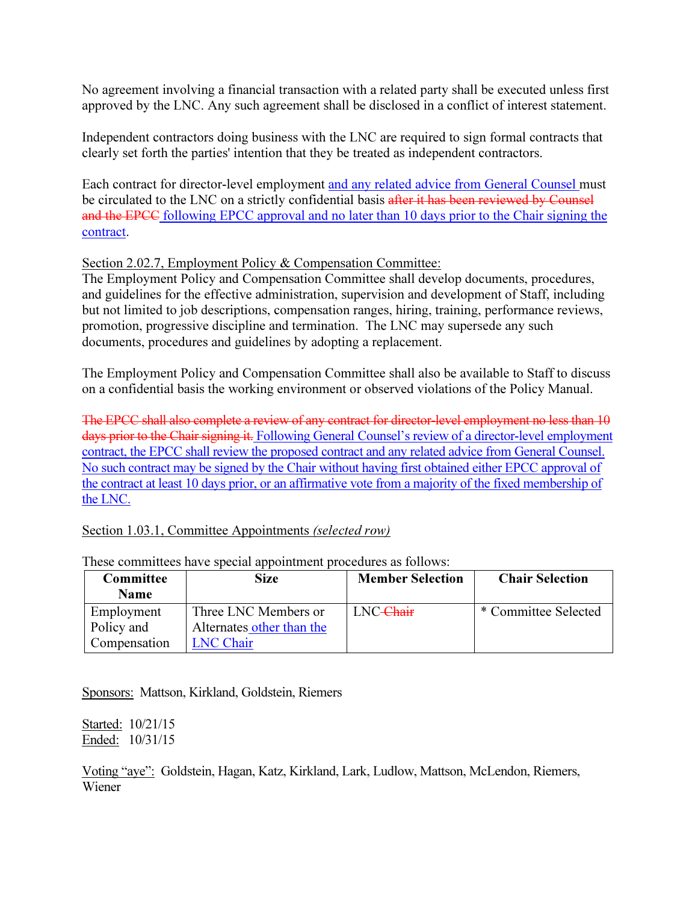No agreement involving a financial transaction with a related party shall be executed unless first approved by the LNC. Any such agreement shall be disclosed in a conflict of interest statement.

Independent contractors doing business with the LNC are required to sign formal contracts that clearly set forth the parties' intention that they be treated as independent contractors.

Each contract for director-level employment <u>and any related advice from General Counsel</u> must be circulated to the LNC on a strictly confidential basis ~~after it has been reviewed by Counsel and the EPCC~~ <u>following EPCC approval and no later than 10 days prior to the Chair signing the contract</u>.

<u>Section 2.02.7, Employment Policy & Compensation Committee:</u>
The Employment Policy and Compensation Committee shall develop documents, procedures, and guidelines for the effective administration, supervision and development of Staff, including but not limited to job descriptions, compensation ranges, hiring, training, performance reviews, promotion, progressive discipline and termination. The LNC may supersede any such documents, procedures and guidelines by adopting a replacement.

The Employment Policy and Compensation Committee shall also be available to Staff to discuss on a confidential basis the working environment or observed violations of the Policy Manual.

~~The EPCC shall also complete a review of any contract for director-level employment no less than 10 days prior to the Chair signing it.~~ <u>Following General Counsel's review of a director-level employment contract, the EPCC shall review the proposed contract and any related advice from General Counsel. No such contract may be signed by the Chair without having first obtained either EPCC approval of the contract at least 10 days prior, or an affirmative vote from a majority of the fixed membership of the LNC.</u>

<u>Section 1.03.1, Committee Appointments</u> <u>*(selected row)*</u>

These committees have special appointment procedures as follows:

| Committee Name | Size | Member Selection | Chair Selection |
|---|---|---|---|
| Employment Policy and Compensation | Three LNC Members or Alternates <u>other than the LNC Chair</u> | LNC ~~Chair~~ | * Committee Selected |

<u>Sponsors:</u> Mattson, Kirkland, Goldstein, Riemers

<u>Started:</u> 10/21/15
<u>Ended:</u> 10/31/15

<u>Voting "aye":</u> Goldstein, Hagan, Katz, Kirkland, Lark, Ludlow, Mattson, McLendon, Riemers, Wiener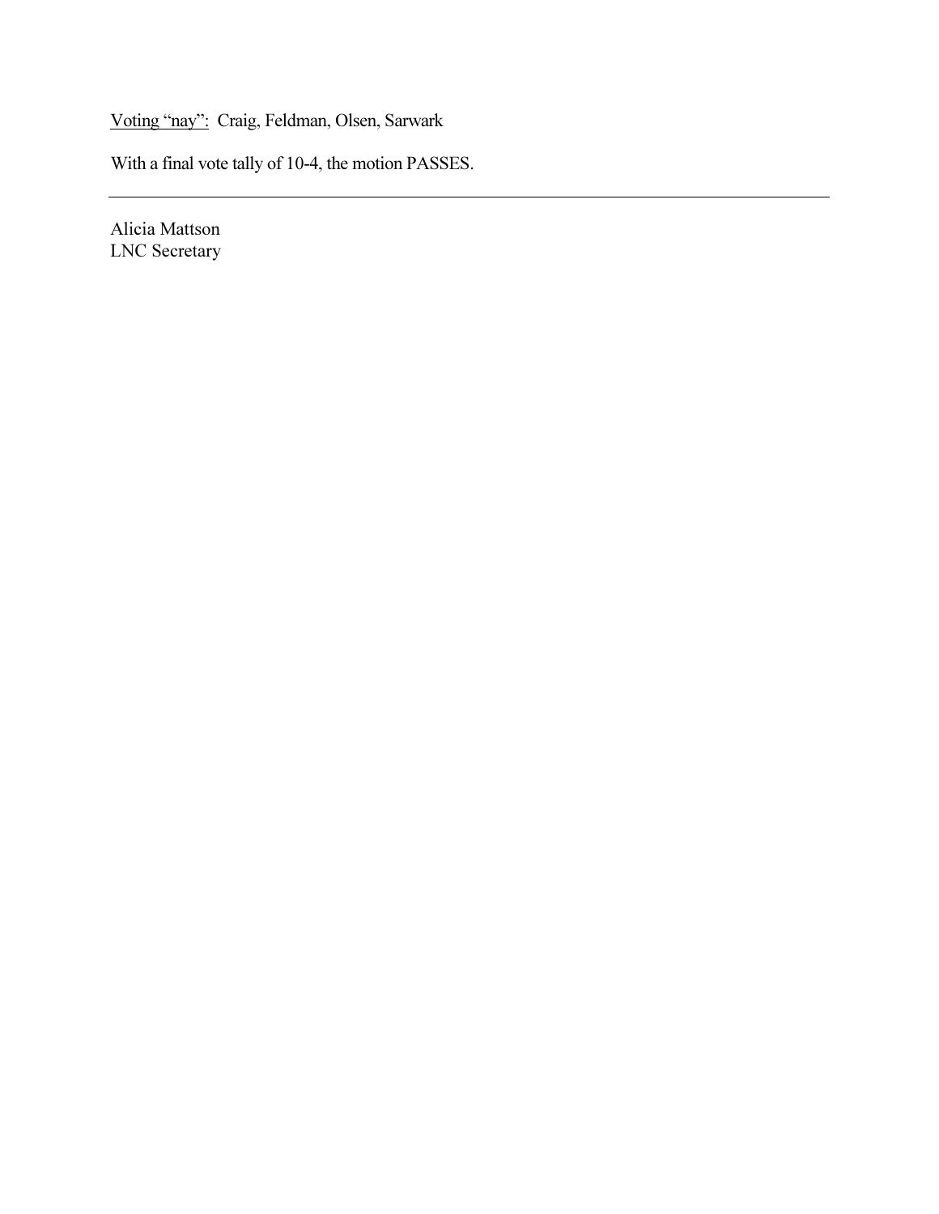<u>Voting "nay":</u> Craig, Feldman, Olsen, Sarwark

With a final vote tally of 10-4, the motion PASSES.

---

Alicia Mattson
LNC Secretary